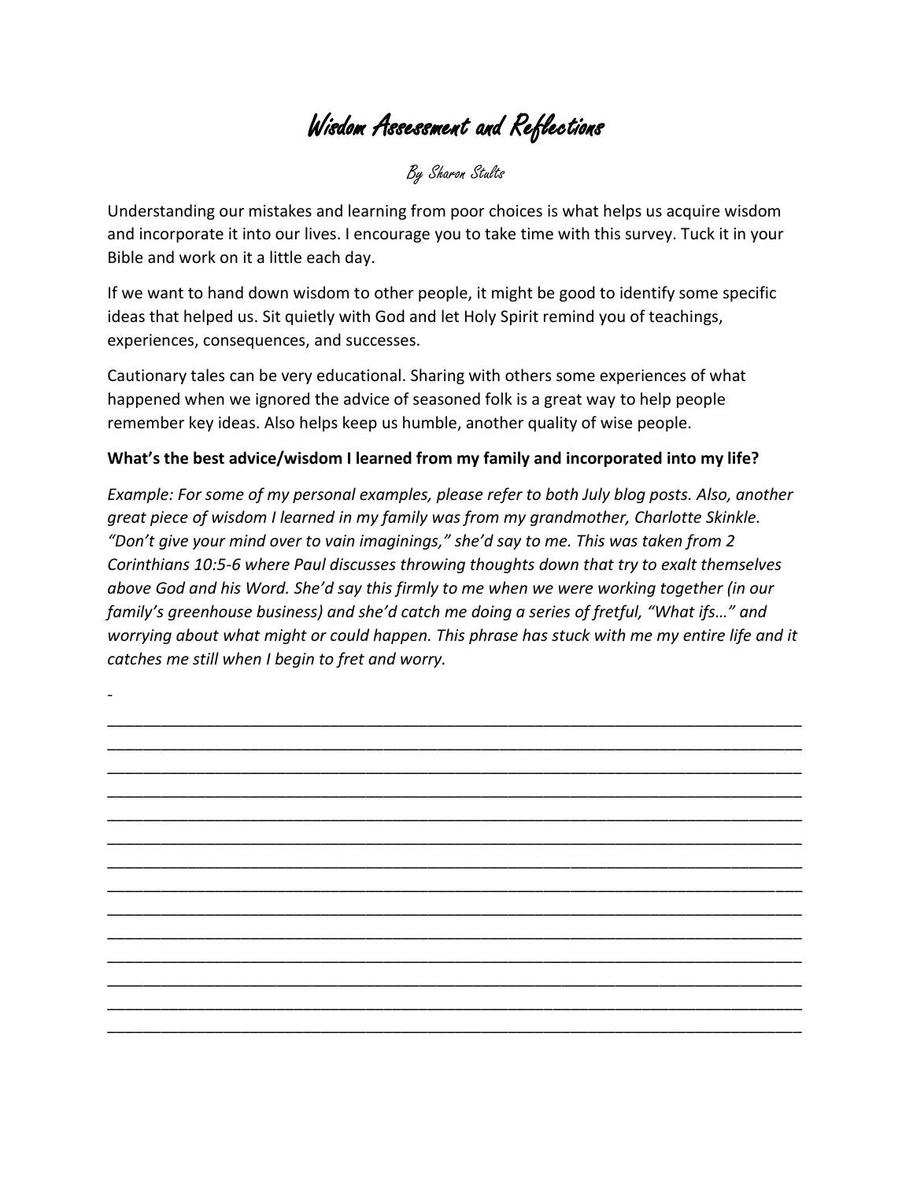# Wisdom Assessment and Reflections

By Sharon Stalts

Understanding our mistakes and learning from poor choices is what helps us acquire wisdom and incorporate it into our lives. I encourage you to take time with this survey. Tuck it in your Bible and work on it a little each day.

If we want to hand down wisdom to other people, it might be good to identify some specific ideas that helped us. Sit quietly with God and let Holy Spirit remind you of teachings, experiences, consequences, and successes.

Cautionary tales can be very educational. Sharing with others some experiences of what happened when we ignored the advice of seasoned folk is a great way to help people remember key ideas. Also helps keep us humble, another quality of wise people.

**What's the best advice/wisdom I learned from my family and incorporated into my life?**

*Example: For some of my personal examples, please refer to both July blog posts. Also, another great piece of wisdom I learned in my family was from my grandmother, Charlotte Skinkle. "Don't give your mind over to vain imaginings," she'd say to me. This was taken from 2 Corinthians 10:5-6 where Paul discusses throwing thoughts down that try to exalt themselves above God and his Word. She'd say this firmly to me when we were working together (in our family's greenhouse business) and she'd catch me doing a series of fretful, "What ifs…" and worrying about what might or could happen. This phrase has stuck with me my entire life and it catches me still when I begin to fret and worry.*

-

______________________________________________________________________________

______________________________________________________________________________

______________________________________________________________________________

______________________________________________________________________________

______________________________________________________________________________

______________________________________________________________________________

______________________________________________________________________________

______________________________________________________________________________

______________________________________________________________________________

______________________________________________________________________________

______________________________________________________________________________

______________________________________________________________________________

______________________________________________________________________________

______________________________________________________________________________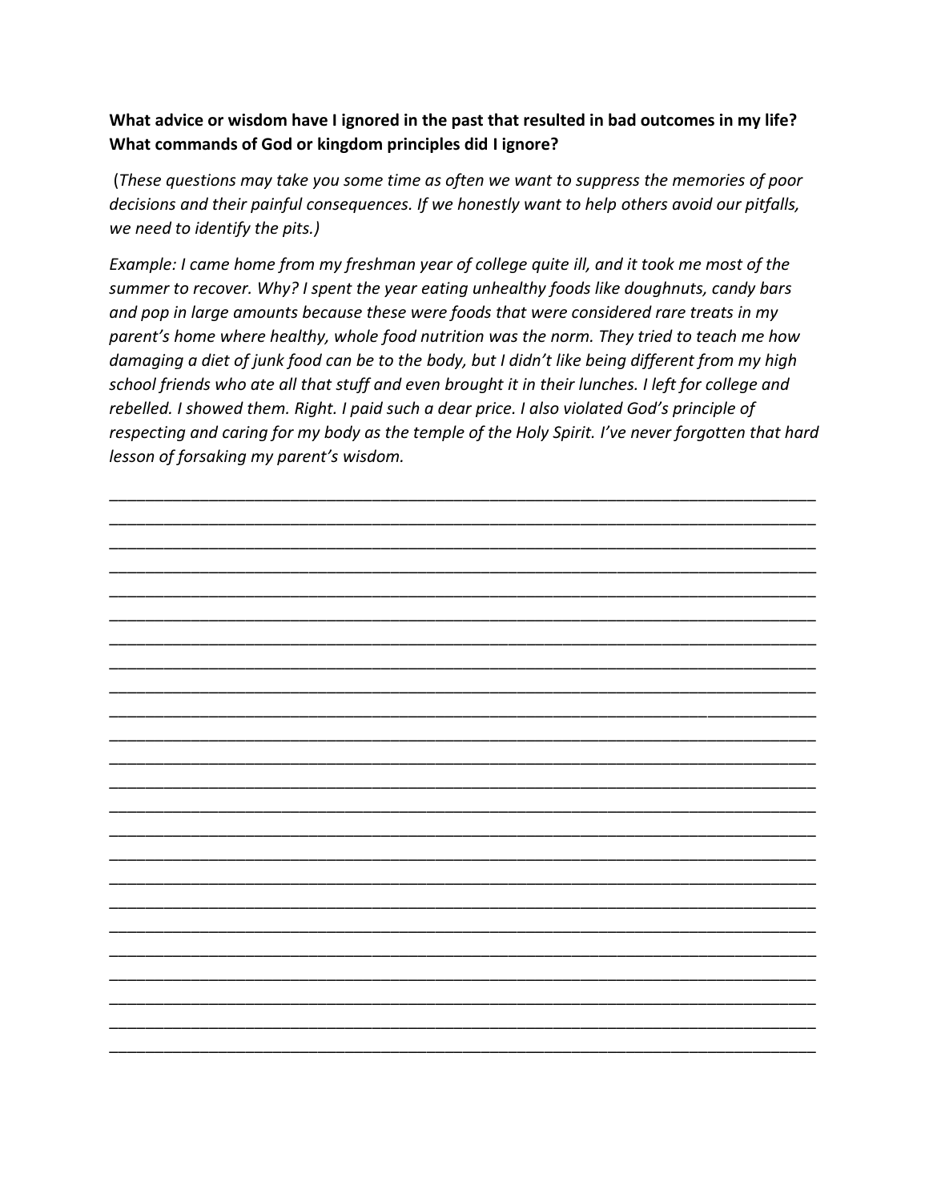**What advice or wisdom have I ignored in the past that resulted in bad outcomes in my life? What commands of God or kingdom principles did I ignore?**

(*These questions may take you some time as often we want to suppress the memories of poor decisions and their painful consequences. If we honestly want to help others avoid our pitfalls, we need to identify the pits.)*

*Example: I came home from my freshman year of college quite ill, and it took me most of the summer to recover. Why? I spent the year eating unhealthy foods like doughnuts, candy bars and pop in large amounts because these were foods that were considered rare treats in my parent's home where healthy, whole food nutrition was the norm. They tried to teach me how damaging a diet of junk food can be to the body, but I didn't like being different from my high school friends who ate all that stuff and even brought it in their lunches. I left for college and rebelled. I showed them. Right. I paid such a dear price. I also violated God's principle of respecting and caring for my body as the temple of the Holy Spirit. I've never forgotten that hard lesson of forsaking my parent's wisdom.*

______________________________________________________________________________
______________________________________________________________________________
______________________________________________________________________________
______________________________________________________________________________
______________________________________________________________________________
______________________________________________________________________________
______________________________________________________________________________
______________________________________________________________________________
______________________________________________________________________________
______________________________________________________________________________
______________________________________________________________________________
______________________________________________________________________________
______________________________________________________________________________
______________________________________________________________________________
______________________________________________________________________________
______________________________________________________________________________
______________________________________________________________________________
______________________________________________________________________________
______________________________________________________________________________
______________________________________________________________________________
______________________________________________________________________________
______________________________________________________________________________
______________________________________________________________________________
______________________________________________________________________________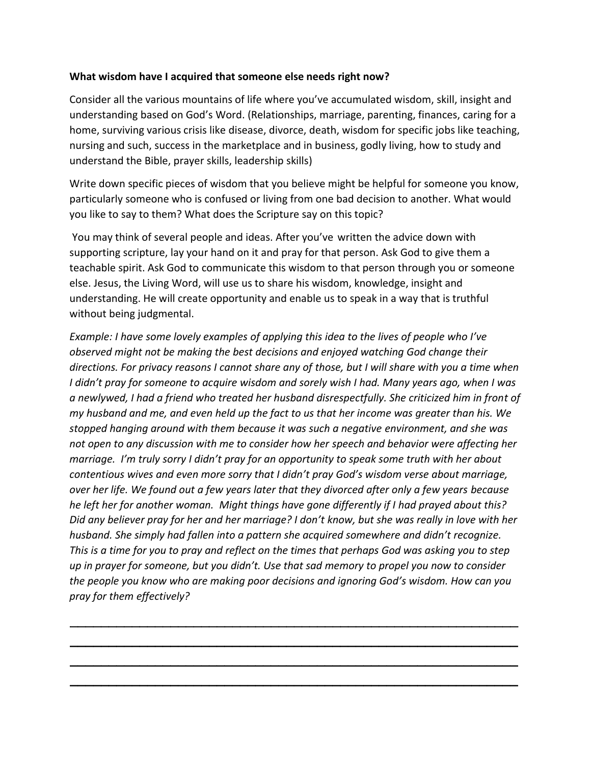**What wisdom have I acquired that someone else needs right now?**

Consider all the various mountains of life where you've accumulated wisdom, skill, insight and understanding based on God's Word. (Relationships, marriage, parenting, finances, caring for a home, surviving various crisis like disease, divorce, death, wisdom for specific jobs like teaching, nursing and such, success in the marketplace and in business, godly living, how to study and understand the Bible, prayer skills, leadership skills)

Write down specific pieces of wisdom that you believe might be helpful for someone you know, particularly someone who is confused or living from one bad decision to another. What would you like to say to them? What does the Scripture say on this topic?

You may think of several people and ideas. After you've written the advice down with supporting scripture, lay your hand on it and pray for that person. Ask God to give them a teachable spirit. Ask God to communicate this wisdom to that person through you or someone else. Jesus, the Living Word, will use us to share his wisdom, knowledge, insight and understanding. He will create opportunity and enable us to speak in a way that is truthful without being judgmental.

*Example: I have some lovely examples of applying this idea to the lives of people who I've observed might not be making the best decisions and enjoyed watching God change their directions. For privacy reasons I cannot share any of those, but I will share with you a time when I didn't pray for someone to acquire wisdom and sorely wish I had. Many years ago, when I was a newlywed, I had a friend who treated her husband disrespectfully. She criticized him in front of my husband and me, and even held up the fact to us that her income was greater than his. We stopped hanging around with them because it was such a negative environment, and she was not open to any discussion with me to consider how her speech and behavior were affecting her marriage. I'm truly sorry I didn't pray for an opportunity to speak some truth with her about contentious wives and even more sorry that I didn't pray God's wisdom verse about marriage, over her life. We found out a few years later that they divorced after only a few years because he left her for another woman. Might things have gone differently if I had prayed about this? Did any believer pray for her and her marriage? I don't know, but she was really in love with her husband. She simply had fallen into a pattern she acquired somewhere and didn't recognize. This is a time for you to pray and reflect on the times that perhaps God was asking you to step up in prayer for someone, but you didn't. Use that sad memory to propel you now to consider the people you know who are making poor decisions and ignoring God's wisdom. How can you pray for them effectively?*

\_\_\_\_\_\_\_\_\_\_\_\_\_\_\_\_\_\_\_\_\_\_\_\_\_\_\_\_\_\_\_\_\_\_\_\_\_\_\_\_\_\_\_\_\_\_\_\_\_\_\_\_\_\_\_\_\_\_\_\_\_\_\_\_\_\_\_\_\_\_\_\_

\_\_\_\_\_\_\_\_\_\_\_\_\_\_\_\_\_\_\_\_\_\_\_\_\_\_\_\_\_\_\_\_\_\_\_\_\_\_\_\_\_\_\_\_\_\_\_\_\_\_\_\_\_\_\_\_\_\_\_\_\_\_\_\_\_\_\_\_\_\_\_\_

\_\_\_\_\_\_\_\_\_\_\_\_\_\_\_\_\_\_\_\_\_\_\_\_\_\_\_\_\_\_\_\_\_\_\_\_\_\_\_\_\_\_\_\_\_\_\_\_\_\_\_\_\_\_\_\_\_\_\_\_\_\_\_\_\_\_\_\_\_\_\_\_

\_\_\_\_\_\_\_\_\_\_\_\_\_\_\_\_\_\_\_\_\_\_\_\_\_\_\_\_\_\_\_\_\_\_\_\_\_\_\_\_\_\_\_\_\_\_\_\_\_\_\_\_\_\_\_\_\_\_\_\_\_\_\_\_\_\_\_\_\_\_\_\_